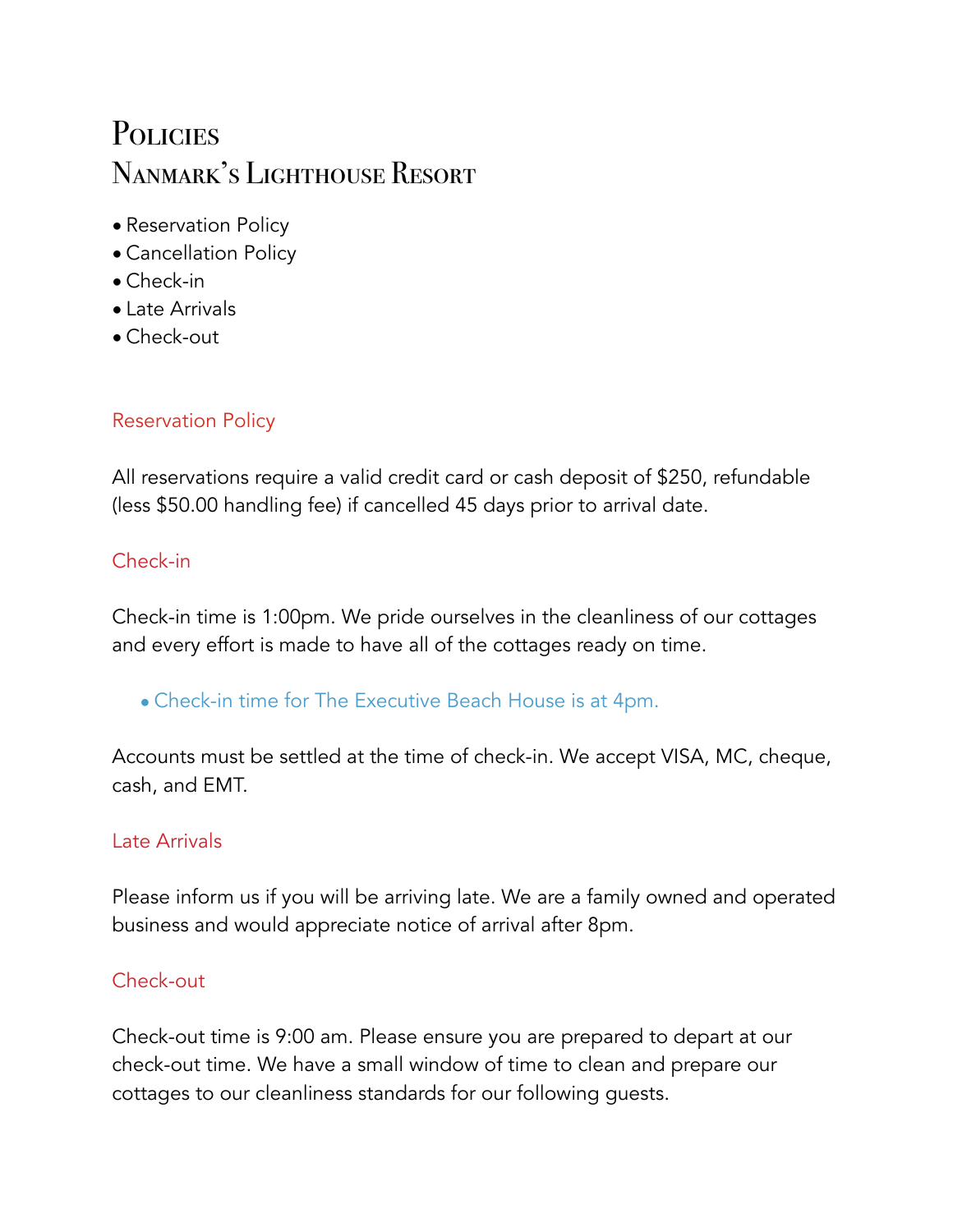# Policies
## Nanmark's Lighthouse Resort

- Reservation Policy
- Cancellation Policy
- Check-in
- Late Arrivals
- Check-out

### Reservation Policy

All reservations require a valid credit card or cash deposit of $250, refundable (less $50.00 handling fee) if cancelled 45 days prior to arrival date.

### Check-in

Check-in time is 1:00pm. We pride ourselves in the cleanliness of our cottages and every effort is made to have all of the cottages ready on time.

- Check-in time for The Executive Beach House is at 4pm.

Accounts must be settled at the time of check-in. We accept VISA, MC, cheque, cash, and EMT.

### Late Arrivals

Please inform us if you will be arriving late. We are a family owned and operated business and would appreciate notice of arrival after 8pm.

### Check-out

Check-out time is 9:00 am. Please ensure you are prepared to depart at our check-out time. We have a small window of time to clean and prepare our cottages to our cleanliness standards for our following guests.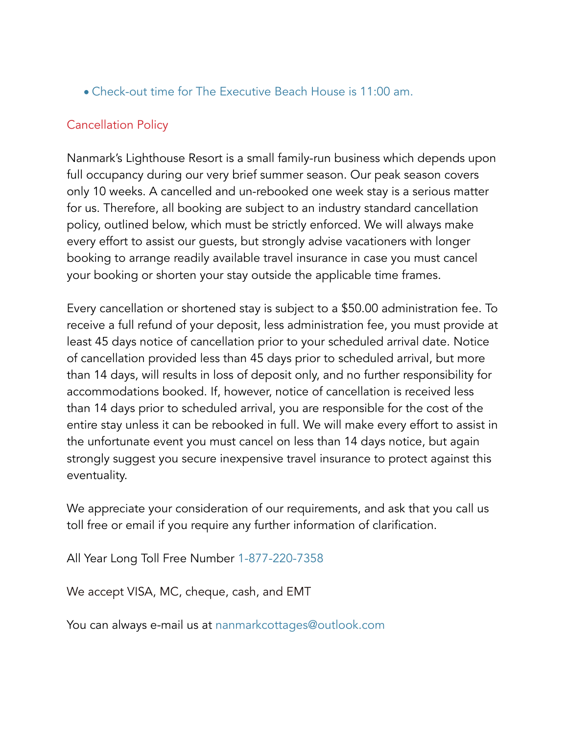- Check-out time for The Executive Beach House is 11:00 am.

## Cancellation Policy

Nanmark's Lighthouse Resort is a small family-run business which depends upon full occupancy during our very brief summer season. Our peak season covers only 10 weeks. A cancelled and un-rebooked one week stay is a serious matter for us. Therefore, all booking are subject to an industry standard cancellation policy, outlined below, which must be strictly enforced. We will always make every effort to assist our guests, but strongly advise vacationers with longer booking to arrange readily available travel insurance in case you must cancel your booking or shorten your stay outside the applicable time frames.

Every cancellation or shortened stay is subject to a $50.00 administration fee. To receive a full refund of your deposit, less administration fee, you must provide at least 45 days notice of cancellation prior to your scheduled arrival date. Notice of cancellation provided less than 45 days prior to scheduled arrival, but more than 14 days, will results in loss of deposit only, and no further responsibility for accommodations booked. If, however, notice of cancellation is received less than 14 days prior to scheduled arrival, you are responsible for the cost of the entire stay unless it can be rebooked in full. We will make every effort to assist in the unfortunate event you must cancel on less than 14 days notice, but again strongly suggest you secure inexpensive travel insurance to protect against this eventuality.

We appreciate your consideration of our requirements, and ask that you call us toll free or email if you require any further information of clarification.

All Year Long Toll Free Number 1-877-220-7358

We accept VISA, MC, cheque, cash, and EMT

You can always e-mail us at nanmarkcottages@outlook.com